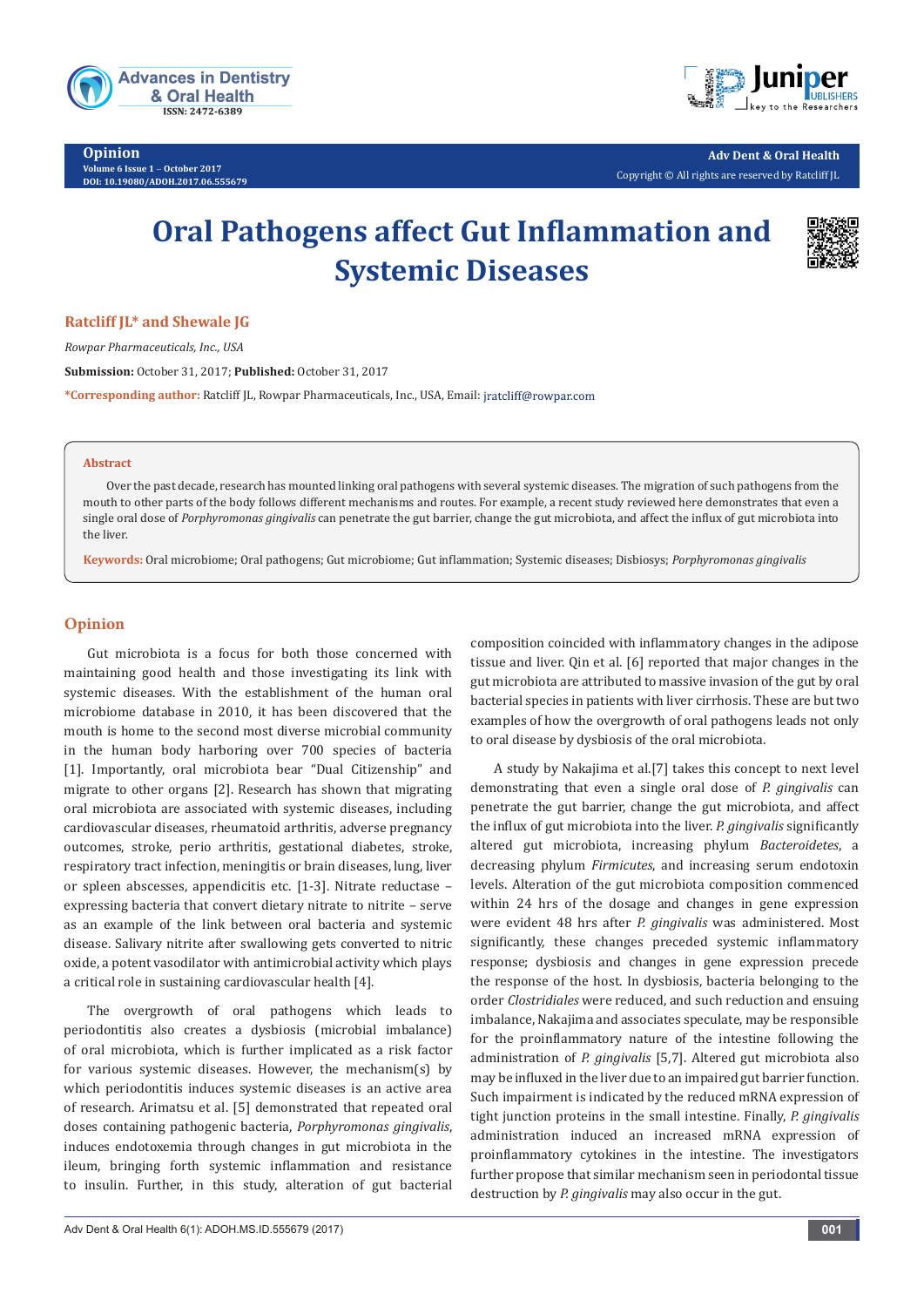# Oral Pathogens affect Gut Inflammation and Systemic Diseases

**Ratcliff JL* and Shewale JG**

*Rowpar Pharmaceuticals, Inc., USA*

**Submission:** October 31, 2017; **Published:** October 31, 2017

***Corresponding author:** Ratcliff JL, Rowpar Pharmaceuticals, Inc., USA, Email: jratcliff@rowpar.com

**Abstract**

Over the past decade, research has mounted linking oral pathogens with several systemic diseases. The migration of such pathogens from the mouth to other parts of the body follows different mechanisms and routes. For example, a recent study reviewed here demonstrates that even a single oral dose of *Porphyromonas gingivalis* can penetrate the gut barrier, change the gut microbiota, and affect the influx of gut microbiota into the liver.

**Keywords:** Oral microbiome; Oral pathogens; Gut microbiome; Gut inflammation; Systemic diseases; Disbiosys; *Porphyromonas gingivalis*

## Opinion

Gut microbiota is a focus for both those concerned with maintaining good health and those investigating its link with systemic diseases. With the establishment of the human oral microbiome database in 2010, it has been discovered that the mouth is home to the second most diverse microbial community in the human body harboring over 700 species of bacteria [1]. Importantly, oral microbiota bear "Dual Citizenship" and migrate to other organs [2]. Research has shown that migrating oral microbiota are associated with systemic diseases, including cardiovascular diseases, rheumatoid arthritis, adverse pregnancy outcomes, stroke, perio arthritis, gestational diabetes, stroke, respiratory tract infection, meningitis or brain diseases, lung, liver or spleen abscesses, appendicitis etc. [1-3]. Nitrate reductase – expressing bacteria that convert dietary nitrate to nitrite – serve as an example of the link between oral bacteria and systemic disease. Salivary nitrite after swallowing gets converted to nitric oxide, a potent vasodilator with antimicrobial activity which plays a critical role in sustaining cardiovascular health [4].

The overgrowth of oral pathogens which leads to periodontitis also creates a dysbiosis (microbial imbalance) of oral microbiota, which is further implicated as a risk factor for various systemic diseases. However, the mechanism(s) by which periodontitis induces systemic diseases is an active area of research. Arimatsu et al. [5] demonstrated that repeated oral doses containing pathogenic bacteria, *Porphyromonas gingivalis*, induces endotoxemia through changes in gut microbiota in the ileum, bringing forth systemic inflammation and resistance to insulin. Further, in this study, alteration of gut bacterial composition coincided with inflammatory changes in the adipose tissue and liver. Qin et al. [6] reported that major changes in the gut microbiota are attributed to massive invasion of the gut by oral bacterial species in patients with liver cirrhosis. These are but two examples of how the overgrowth of oral pathogens leads not only to oral disease by dysbiosis of the oral microbiota.

A study by Nakajima et al.[7] takes this concept to next level demonstrating that even a single oral dose of *P. gingivalis* can penetrate the gut barrier, change the gut microbiota, and affect the influx of gut microbiota into the liver. *P. gingivalis* significantly altered gut microbiota, increasing phylum *Bacteroidetes*, a decreasing phylum *Firmicutes*, and increasing serum endotoxin levels. Alteration of the gut microbiota composition commenced within 24 hrs of the dosage and changes in gene expression were evident 48 hrs after *P. gingivalis* was administered. Most significantly, these changes preceded systemic inflammatory response; dysbiosis and changes in gene expression precede the response of the host. In dysbiosis, bacteria belonging to the order *Clostridiales* were reduced, and such reduction and ensuing imbalance, Nakajima and associates speculate, may be responsible for the proinflammatory nature of the intestine following the administration of *P. gingivalis* [5,7]. Altered gut microbiota also may be influxed in the liver due to an impaired gut barrier function. Such impairment is indicated by the reduced mRNA expression of tight junction proteins in the small intestine. Finally, *P. gingivalis* administration induced an increased mRNA expression of proinflammatory cytokines in the intestine. The investigators further propose that similar mechanism seen in periodontal tissue destruction by *P. gingivalis* may also occur in the gut.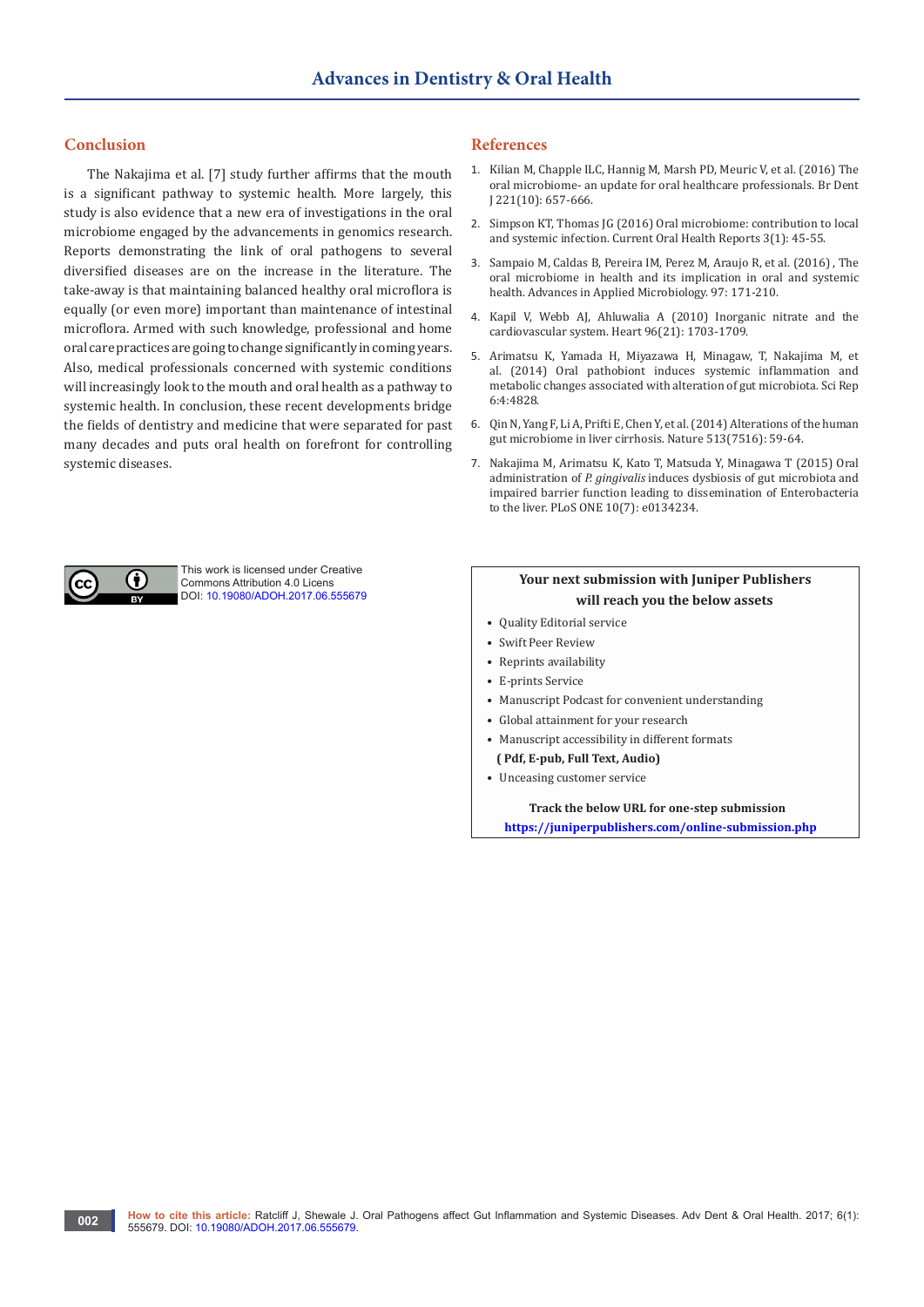## Conclusion

The Nakajima et al. [7] study further affirms that the mouth is a significant pathway to systemic health. More largely, this study is also evidence that a new era of investigations in the oral microbiome engaged by the advancements in genomics research. Reports demonstrating the link of oral pathogens to several diversified diseases are on the increase in the literature. The take-away is that maintaining balanced healthy oral microflora is equally (or even more) important than maintenance of intestinal microflora. Armed with such knowledge, professional and home oral care practices are going to change significantly in coming years. Also, medical professionals concerned with systemic conditions will increasingly look to the mouth and oral health as a pathway to systemic health. In conclusion, these recent developments bridge the fields of dentistry and medicine that were separated for past many decades and puts oral health on forefront for controlling systemic diseases.

## References

1. Kilian M, Chapple ILC, Hannig M, Marsh PD, Meuric V, et al. (2016) The oral microbiome- an update for oral healthcare professionals. Br Dent J 221(10): 657-666.
2. Simpson KT, Thomas JG (2016) Oral microbiome: contribution to local and systemic infection. Current Oral Health Reports 3(1): 45-55.
3. Sampaio M, Caldas B, Pereira IM, Perez M, Araujo R, et al. (2016) , The oral microbiome in health and its implication in oral and systemic health. Advances in Applied Microbiology. 97: 171-210.
4. Kapil V, Webb AJ, Ahluwalia A (2010) Inorganic nitrate and the cardiovascular system. Heart 96(21): 1703-1709.
5. Arimatsu K, Yamada H, Miyazawa H, Minagaw, T, Nakajima M, et al. (2014) Oral pathobiont induces systemic inflammation and metabolic changes associated with alteration of gut microbiota. Sci Rep 6:4:4828.
6. Qin N, Yang F, Li A, Prifti E, Chen Y, et al. (2014) Alterations of the human gut microbiome in liver cirrhosis. Nature 513(7516): 59-64.
7. Nakajima M, Arimatsu K, Kato T, Matsuda Y, Minagawa T (2015) Oral administration of *P. gingivalis* induces dysbiosis of gut microbiota and impaired barrier function leading to dissemination of Enterobacteria to the liver. PLoS ONE 10(7): e0134234.

This work is licensed under Creative Commons Attribution 4.0 Licens
DOI: 10.19080/ADOH.2017.06.555679

**Your next submission with Juniper Publishers will reach you the below assets**

- Quality Editorial service
- Swift Peer Review
- Reprints availability
- E-prints Service
- Manuscript Podcast for convenient understanding
- Global attainment for your research
- Manuscript accessibility in different formats
  **( Pdf, E-pub, Full Text, Audio)**
- Unceasing customer service

**Track the below URL for one-step submission**
**https://juniperpublishers.com/online-submission.php**

**How to cite this article:** Ratcliff J, Shewale J. Oral Pathogens affect Gut Inflammation and Systemic Diseases. Adv Dent & Oral Health. 2017; 6(1): 555679. DOI: 10.19080/ADOH.2017.06.555679.